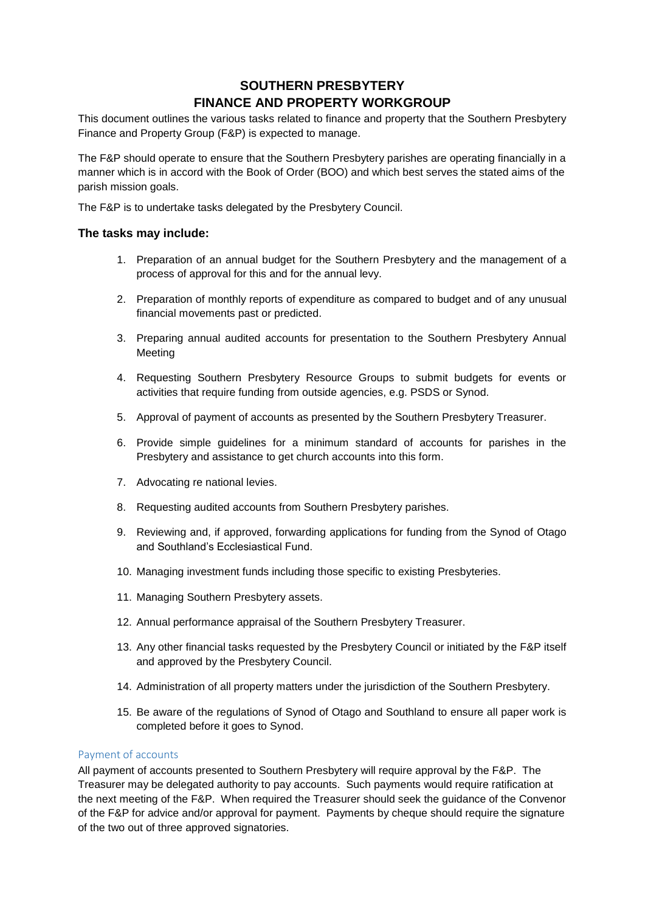# SOUTHERN PRESBYTERY
# FINANCE AND PROPERTY WORKGROUP

This document outlines the various tasks related to finance and property that the Southern Presbytery Finance and Property Group (F&P) is expected to manage.

The F&P should operate to ensure that the Southern Presbytery parishes are operating financially in a manner which is in accord with the Book of Order (BOO) and which best serves the stated aims of the parish mission goals.

The F&P is to undertake tasks delegated by the Presbytery Council.

### The tasks may include:

1. Preparation of an annual budget for the Southern Presbytery and the management of a process of approval for this and for the annual levy.
2. Preparation of monthly reports of expenditure as compared to budget and of any unusual financial movements past or predicted.
3. Preparing annual audited accounts for presentation to the Southern Presbytery Annual Meeting
4. Requesting Southern Presbytery Resource Groups to submit budgets for events or activities that require funding from outside agencies, e.g. PSDS or Synod.
5. Approval of payment of accounts as presented by the Southern Presbytery Treasurer.
6. Provide simple guidelines for a minimum standard of accounts for parishes in the Presbytery and assistance to get church accounts into this form.
7. Advocating re national levies.
8. Requesting audited accounts from Southern Presbytery parishes.
9. Reviewing and, if approved, forwarding applications for funding from the Synod of Otago and Southland's Ecclesiastical Fund.
10. Managing investment funds including those specific to existing Presbyteries.
11. Managing Southern Presbytery assets.
12. Annual performance appraisal of the Southern Presbytery Treasurer.
13. Any other financial tasks requested by the Presbytery Council or initiated by the F&P itself and approved by the Presbytery Council.
14. Administration of all property matters under the jurisdiction of the Southern Presbytery.
15. Be aware of the regulations of Synod of Otago and Southland to ensure all paper work is completed before it goes to Synod.

#### Payment of accounts

All payment of accounts presented to Southern Presbytery will require approval by the F&P. The Treasurer may be delegated authority to pay accounts. Such payments would require ratification at the next meeting of the F&P. When required the Treasurer should seek the guidance of the Convenor of the F&P for advice and/or approval for payment. Payments by cheque should require the signature of the two out of three approved signatories.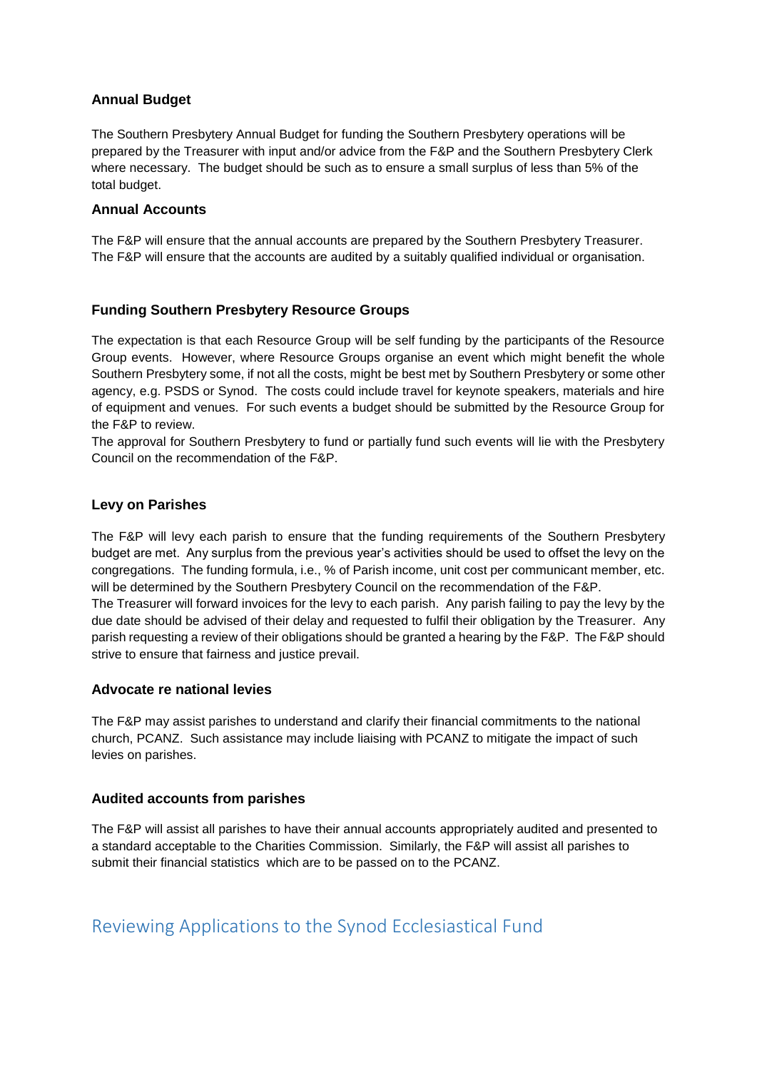### Annual Budget

The Southern Presbytery Annual Budget for funding the Southern Presbytery operations will be prepared by the Treasurer with input and/or advice from the F&P and the Southern Presbytery Clerk where necessary. The budget should be such as to ensure a small surplus of less than 5% of the total budget.

### Annual Accounts

The F&P will ensure that the annual accounts are prepared by the Southern Presbytery Treasurer. The F&P will ensure that the accounts are audited by a suitably qualified individual or organisation.

### Funding Southern Presbytery Resource Groups

The expectation is that each Resource Group will be self funding by the participants of the Resource Group events. However, where Resource Groups organise an event which might benefit the whole Southern Presbytery some, if not all the costs, might be best met by Southern Presbytery or some other agency, e.g. PSDS or Synod. The costs could include travel for keynote speakers, materials and hire of equipment and venues. For such events a budget should be submitted by the Resource Group for the F&P to review.

The approval for Southern Presbytery to fund or partially fund such events will lie with the Presbytery Council on the recommendation of the F&P.

### Levy on Parishes

The F&P will levy each parish to ensure that the funding requirements of the Southern Presbytery budget are met. Any surplus from the previous year's activities should be used to offset the levy on the congregations. The funding formula, i.e., % of Parish income, unit cost per communicant member, etc. will be determined by the Southern Presbytery Council on the recommendation of the F&P.

The Treasurer will forward invoices for the levy to each parish. Any parish failing to pay the levy by the due date should be advised of their delay and requested to fulfil their obligation by the Treasurer. Any parish requesting a review of their obligations should be granted a hearing by the F&P. The F&P should strive to ensure that fairness and justice prevail.

### Advocate re national levies

The F&P may assist parishes to understand and clarify their financial commitments to the national church, PCANZ. Such assistance may include liaising with PCANZ to mitigate the impact of such levies on parishes.

### Audited accounts from parishes

The F&P will assist all parishes to have their annual accounts appropriately audited and presented to a standard acceptable to the Charities Commission. Similarly, the F&P will assist all parishes to submit their financial statistics which are to be passed on to the PCANZ.

## Reviewing Applications to the Synod Ecclesiastical Fund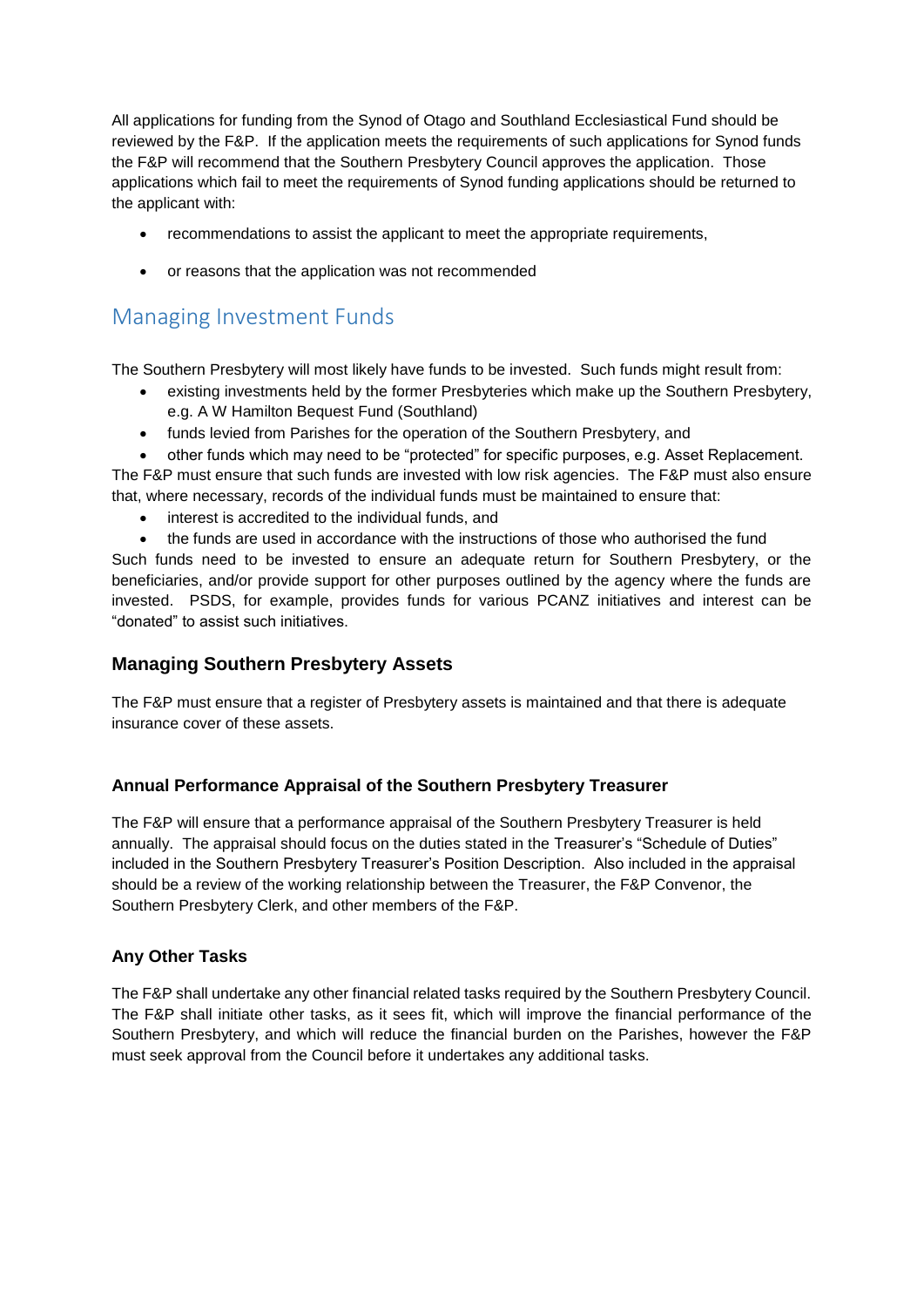All applications for funding from the Synod of Otago and Southland Ecclesiastical Fund should be reviewed by the F&P. If the application meets the requirements of such applications for Synod funds the F&P will recommend that the Southern Presbytery Council approves the application. Those applications which fail to meet the requirements of Synod funding applications should be returned to the applicant with:

- recommendations to assist the applicant to meet the appropriate requirements,
- or reasons that the application was not recommended

## Managing Investment Funds

The Southern Presbytery will most likely have funds to be invested. Such funds might result from:

- existing investments held by the former Presbyteries which make up the Southern Presbytery, e.g. A W Hamilton Bequest Fund (Southland)
- funds levied from Parishes for the operation of the Southern Presbytery, and
- other funds which may need to be "protected" for specific purposes, e.g. Asset Replacement.

The F&P must ensure that such funds are invested with low risk agencies. The F&P must also ensure that, where necessary, records of the individual funds must be maintained to ensure that:

- interest is accredited to the individual funds, and
- the funds are used in accordance with the instructions of those who authorised the fund

Such funds need to be invested to ensure an adequate return for Southern Presbytery, or the beneficiaries, and/or provide support for other purposes outlined by the agency where the funds are invested. PSDS, for example, provides funds for various PCANZ initiatives and interest can be "donated" to assist such initiatives.

### Managing Southern Presbytery Assets

The F&P must ensure that a register of Presbytery assets is maintained and that there is adequate insurance cover of these assets.

### Annual Performance Appraisal of the Southern Presbytery Treasurer

The F&P will ensure that a performance appraisal of the Southern Presbytery Treasurer is held annually. The appraisal should focus on the duties stated in the Treasurer's "Schedule of Duties" included in the Southern Presbytery Treasurer's Position Description. Also included in the appraisal should be a review of the working relationship between the Treasurer, the F&P Convenor, the Southern Presbytery Clerk, and other members of the F&P.

### Any Other Tasks

The F&P shall undertake any other financial related tasks required by the Southern Presbytery Council. The F&P shall initiate other tasks, as it sees fit, which will improve the financial performance of the Southern Presbytery, and which will reduce the financial burden on the Parishes, however the F&P must seek approval from the Council before it undertakes any additional tasks.